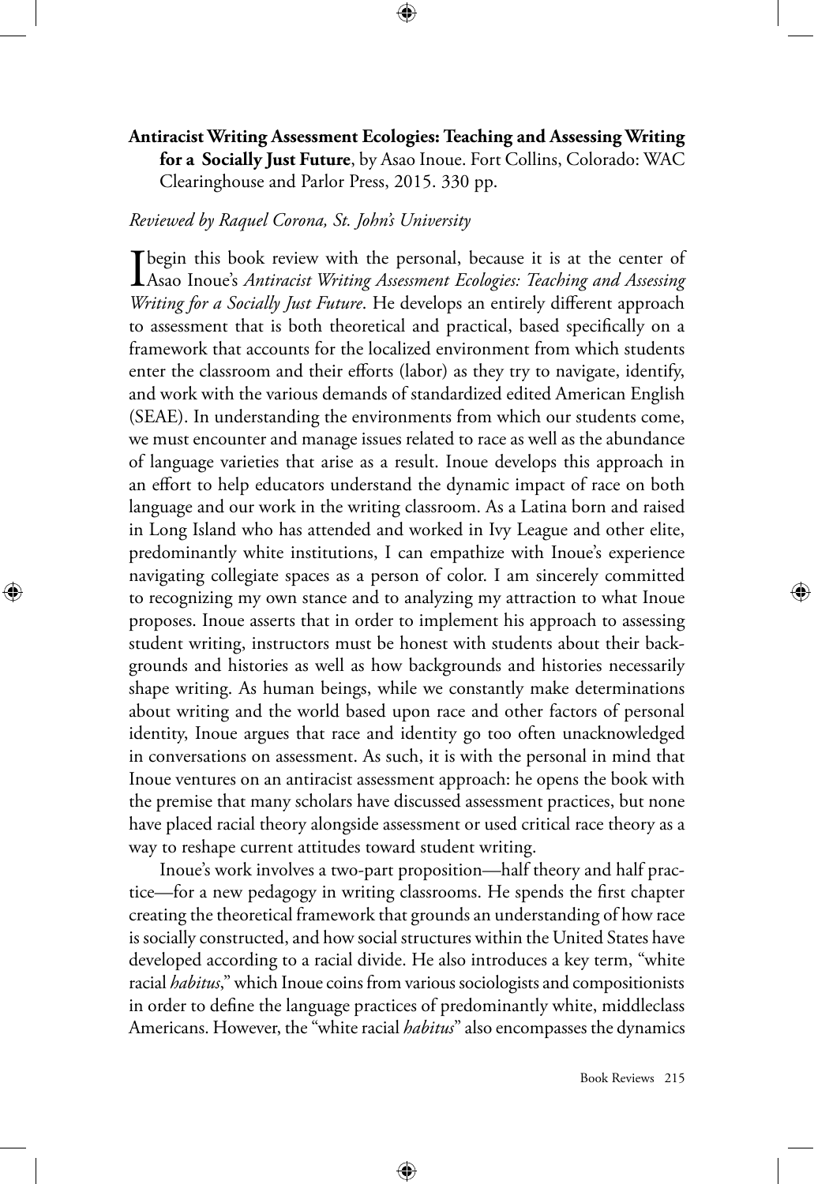**Antiracist Writing Assessment Ecologies: Teaching and Assessing Writing for a Socially Just Future**, by Asao Inoue. Fort Collins, Colorado: WAC Clearinghouse and Parlor Press, 2015. 330 pp.

*Reviewed by Raquel Corona, St. John's University*

I begin this book review with the personal, because it is at the center of Asao Inoue's *Antiracist Writing Assessment Ecologies: Teaching and Assessing Writing for a Socially Just Future*. He develops an entirely different approach to assessment that is both theoretical and practical, based specifically on a framework that accounts for the localized environment from which students enter the classroom and their efforts (labor) as they try to navigate, identify, and work with the various demands of standardized edited American English (SEAE). In understanding the environments from which our students come, we must encounter and manage issues related to race as well as the abundance of language varieties that arise as a result. Inoue develops this approach in an effort to help educators understand the dynamic impact of race on both language and our work in the writing classroom. As a Latina born and raised in Long Island who has attended and worked in Ivy League and other elite, predominantly white institutions, I can empathize with Inoue's experience navigating collegiate spaces as a person of color. I am sincerely committed to recognizing my own stance and to analyzing my attraction to what Inoue proposes. Inoue asserts that in order to implement his approach to assessing student writing, instructors must be honest with students about their backgrounds and histories as well as how backgrounds and histories necessarily shape writing. As human beings, while we constantly make determinations about writing and the world based upon race and other factors of personal identity, Inoue argues that race and identity go too often unacknowledged in conversations on assessment. As such, it is with the personal in mind that Inoue ventures on an antiracist assessment approach: he opens the book with the premise that many scholars have discussed assessment practices, but none have placed racial theory alongside assessment or used critical race theory as a way to reshape current attitudes toward student writing.

Inoue's work involves a two-part proposition—half theory and half practice—for a new pedagogy in writing classrooms. He spends the first chapter creating the theoretical framework that grounds an understanding of how race is socially constructed, and how social structures within the United States have developed according to a racial divide. He also introduces a key term, "white racial *habitus*," which Inoue coins from various sociologists and compositionists in order to define the language practices of predominantly white, middleclass Americans. However, the "white racial *habitus*" also encompasses the dynamics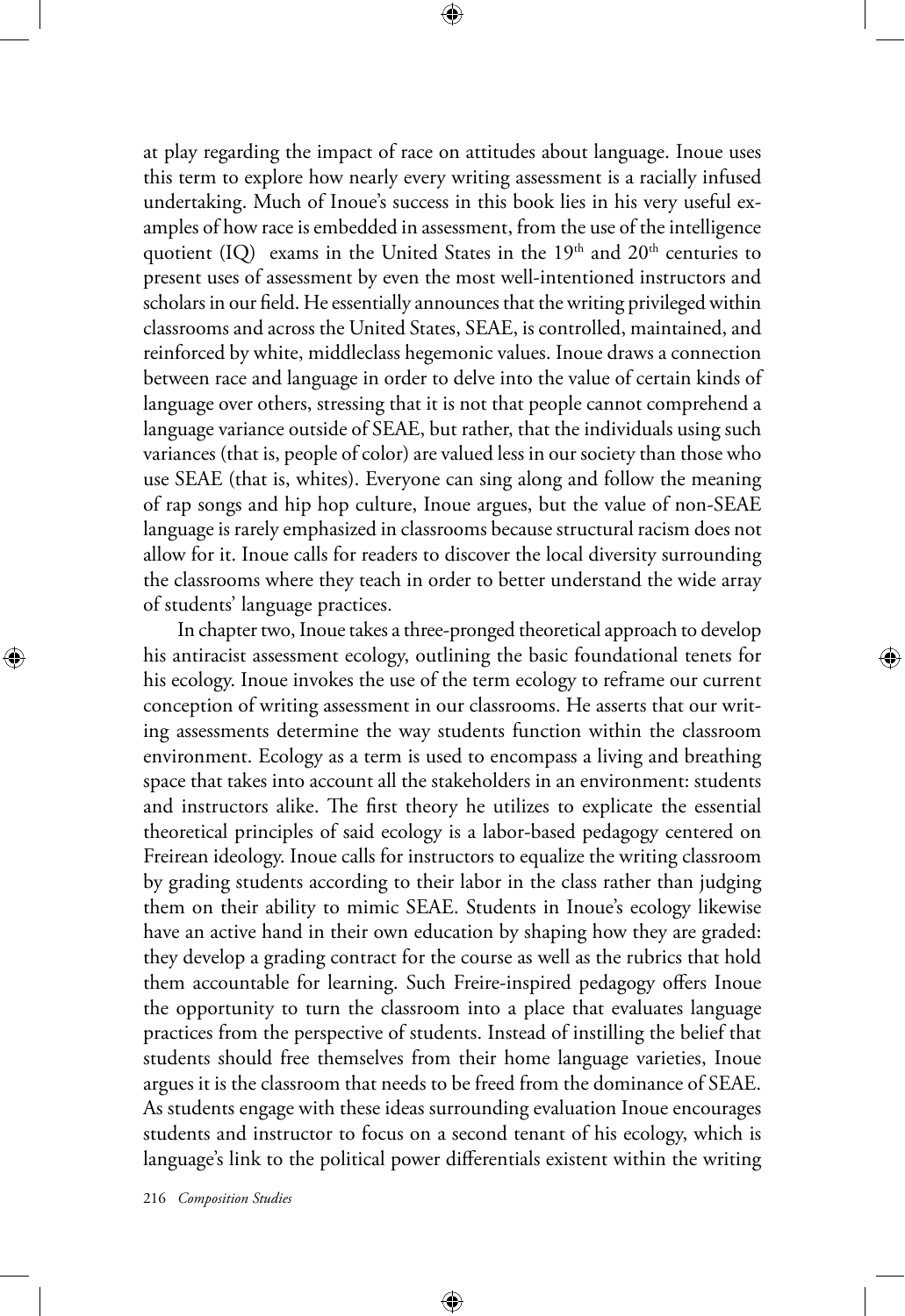at play regarding the impact of race on attitudes about language. Inoue uses this term to explore how nearly every writing assessment is a racially infused undertaking. Much of Inoue's success in this book lies in his very useful examples of how race is embedded in assessment, from the use of the intelligence quotient (IQ) exams in the United States in the 19th and 20th centuries to present uses of assessment by even the most well-intentioned instructors and scholars in our field. He essentially announces that the writing privileged within classrooms and across the United States, SEAE, is controlled, maintained, and reinforced by white, middleclass hegemonic values. Inoue draws a connection between race and language in order to delve into the value of certain kinds of language over others, stressing that it is not that people cannot comprehend a language variance outside of SEAE, but rather, that the individuals using such variances (that is, people of color) are valued less in our society than those who use SEAE (that is, whites). Everyone can sing along and follow the meaning of rap songs and hip hop culture, Inoue argues, but the value of non-SEAE language is rarely emphasized in classrooms because structural racism does not allow for it. Inoue calls for readers to discover the local diversity surrounding the classrooms where they teach in order to better understand the wide array of students' language practices.

In chapter two, Inoue takes a three-pronged theoretical approach to develop his antiracist assessment ecology, outlining the basic foundational tenets for his ecology. Inoue invokes the use of the term ecology to reframe our current conception of writing assessment in our classrooms. He asserts that our writing assessments determine the way students function within the classroom environment. Ecology as a term is used to encompass a living and breathing space that takes into account all the stakeholders in an environment: students and instructors alike. The first theory he utilizes to explicate the essential theoretical principles of said ecology is a labor-based pedagogy centered on Freirean ideology. Inoue calls for instructors to equalize the writing classroom by grading students according to their labor in the class rather than judging them on their ability to mimic SEAE. Students in Inoue's ecology likewise have an active hand in their own education by shaping how they are graded: they develop a grading contract for the course as well as the rubrics that hold them accountable for learning. Such Freire-inspired pedagogy offers Inoue the opportunity to turn the classroom into a place that evaluates language practices from the perspective of students. Instead of instilling the belief that students should free themselves from their home language varieties, Inoue argues it is the classroom that needs to be freed from the dominance of SEAE. As students engage with these ideas surrounding evaluation Inoue encourages students and instructor to focus on a second tenant of his ecology, which is language's link to the political power differentials existent within the writing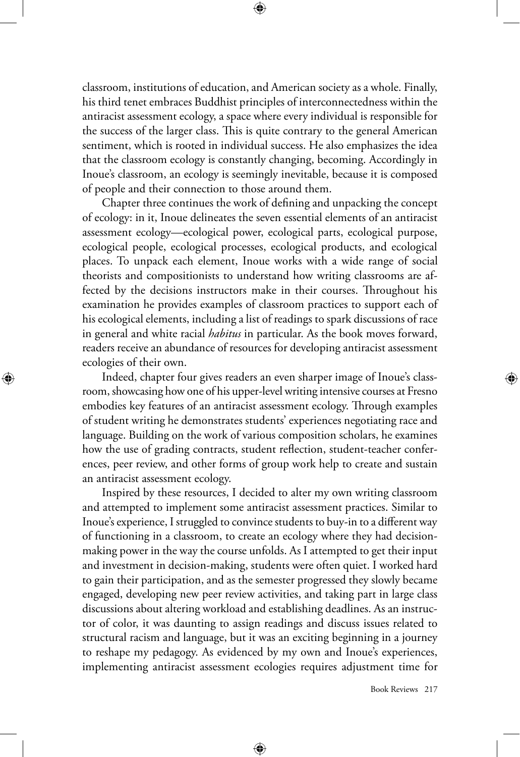classroom, institutions of education, and American society as a whole. Finally, his third tenet embraces Buddhist principles of interconnectedness within the antiracist assessment ecology, a space where every individual is responsible for the success of the larger class. This is quite contrary to the general American sentiment, which is rooted in individual success. He also emphasizes the idea that the classroom ecology is constantly changing, becoming. Accordingly in Inoue's classroom, an ecology is seemingly inevitable, because it is composed of people and their connection to those around them.

Chapter three continues the work of defining and unpacking the concept of ecology: in it, Inoue delineates the seven essential elements of an antiracist assessment ecology—ecological power, ecological parts, ecological purpose, ecological people, ecological processes, ecological products, and ecological places. To unpack each element, Inoue works with a wide range of social theorists and compositionists to understand how writing classrooms are affected by the decisions instructors make in their courses. Throughout his examination he provides examples of classroom practices to support each of his ecological elements, including a list of readings to spark discussions of race in general and white racial *habitus* in particular. As the book moves forward, readers receive an abundance of resources for developing antiracist assessment ecologies of their own.

Indeed, chapter four gives readers an even sharper image of Inoue's classroom, showcasing how one of his upper-level writing intensive courses at Fresno embodies key features of an antiracist assessment ecology. Through examples of student writing he demonstrates students' experiences negotiating race and language. Building on the work of various composition scholars, he examines how the use of grading contracts, student reflection, student-teacher conferences, peer review, and other forms of group work help to create and sustain an antiracist assessment ecology.

Inspired by these resources, I decided to alter my own writing classroom and attempted to implement some antiracist assessment practices. Similar to Inoue's experience, I struggled to convince students to buy-in to a different way of functioning in a classroom, to create an ecology where they had decision-making power in the way the course unfolds. As I attempted to get their input and investment in decision-making, students were often quiet. I worked hard to gain their participation, and as the semester progressed they slowly became engaged, developing new peer review activities, and taking part in large class discussions about altering workload and establishing deadlines. As an instructor of color, it was daunting to assign readings and discuss issues related to structural racism and language, but it was an exciting beginning in a journey to reshape my pedagogy. As evidenced by my own and Inoue's experiences, implementing antiracist assessment ecologies requires adjustment time for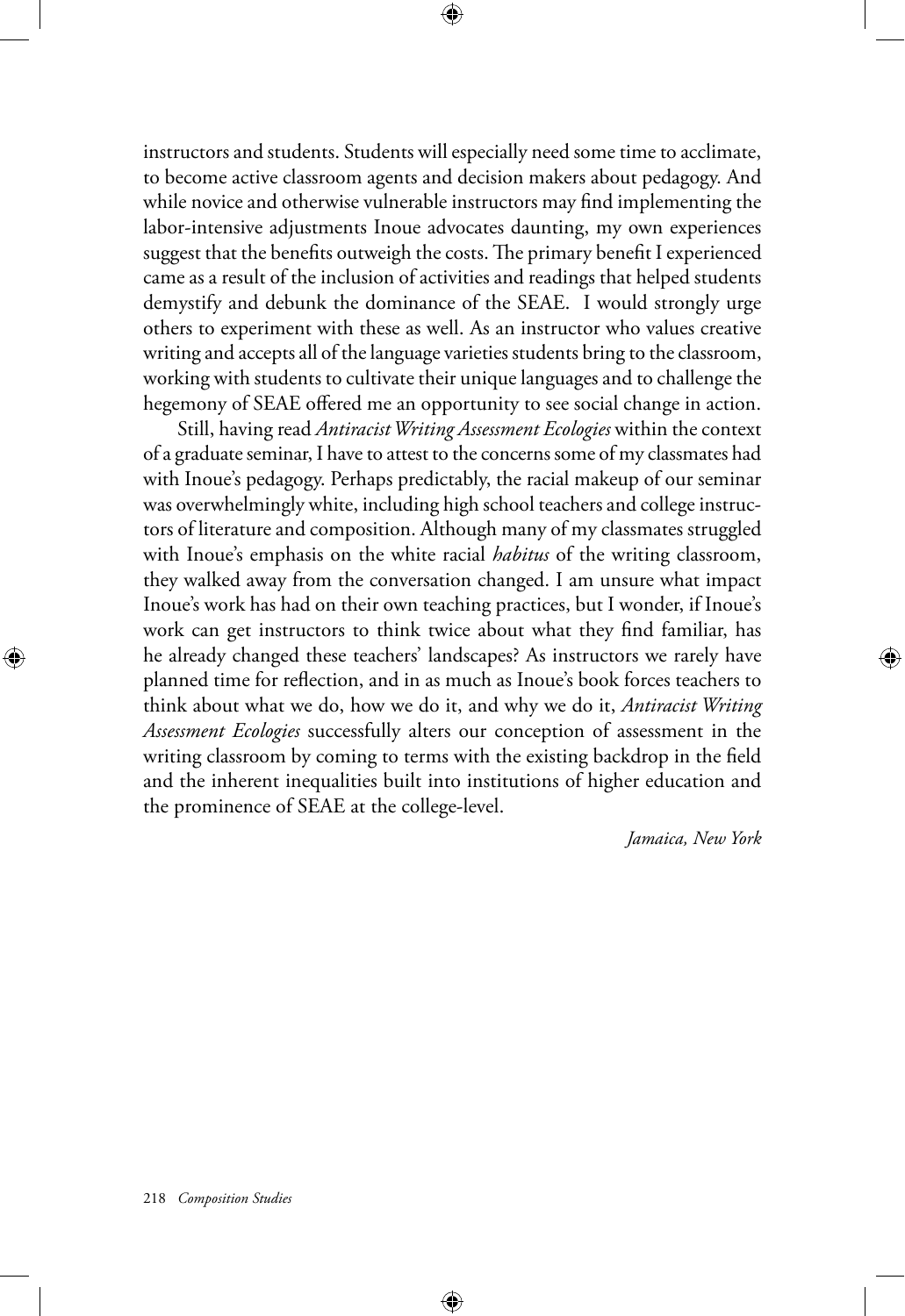instructors and students. Students will especially need some time to acclimate, to become active classroom agents and decision makers about pedagogy. And while novice and otherwise vulnerable instructors may find implementing the labor-intensive adjustments Inoue advocates daunting, my own experiences suggest that the benefits outweigh the costs. The primary benefit I experienced came as a result of the inclusion of activities and readings that helped students demystify and debunk the dominance of the SEAE. I would strongly urge others to experiment with these as well. As an instructor who values creative writing and accepts all of the language varieties students bring to the classroom, working with students to cultivate their unique languages and to challenge the hegemony of SEAE offered me an opportunity to see social change in action.

Still, having read *Antiracist Writing Assessment Ecologies* within the context of a graduate seminar, I have to attest to the concerns some of my classmates had with Inoue's pedagogy. Perhaps predictably, the racial makeup of our seminar was overwhelmingly white, including high school teachers and college instructors of literature and composition. Although many of my classmates struggled with Inoue's emphasis on the white racial *habitus* of the writing classroom, they walked away from the conversation changed. I am unsure what impact Inoue's work has had on their own teaching practices, but I wonder, if Inoue's work can get instructors to think twice about what they find familiar, has he already changed these teachers' landscapes? As instructors we rarely have planned time for reflection, and in as much as Inoue's book forces teachers to think about what we do, how we do it, and why we do it, *Antiracist Writing Assessment Ecologies* successfully alters our conception of assessment in the writing classroom by coming to terms with the existing backdrop in the field and the inherent inequalities built into institutions of higher education and the prominence of SEAE at the college-level.

*Jamaica, New York*